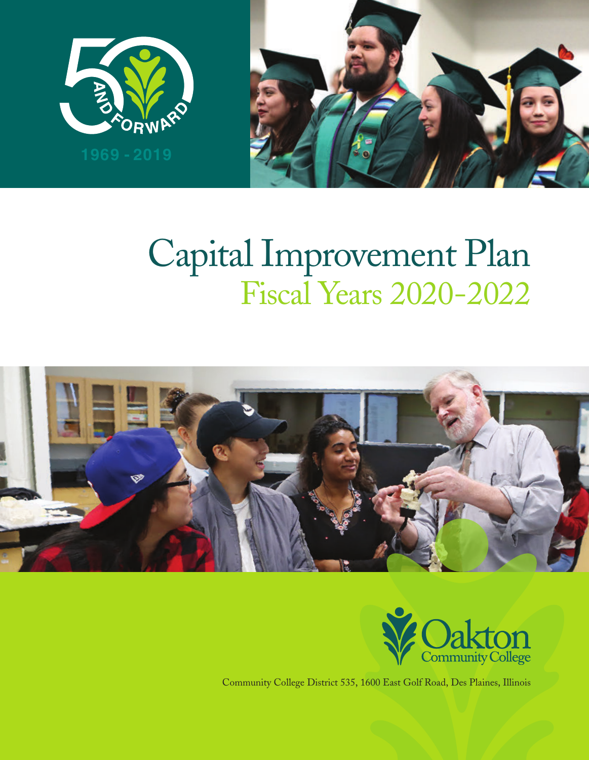50 AND FORWARD

1969 - 2019

# Capital Improvement Plan

## Fiscal Years 2020-2022

Oakton Community College

Community College District 535, 1600 East Golf Road, Des Plaines, Illinois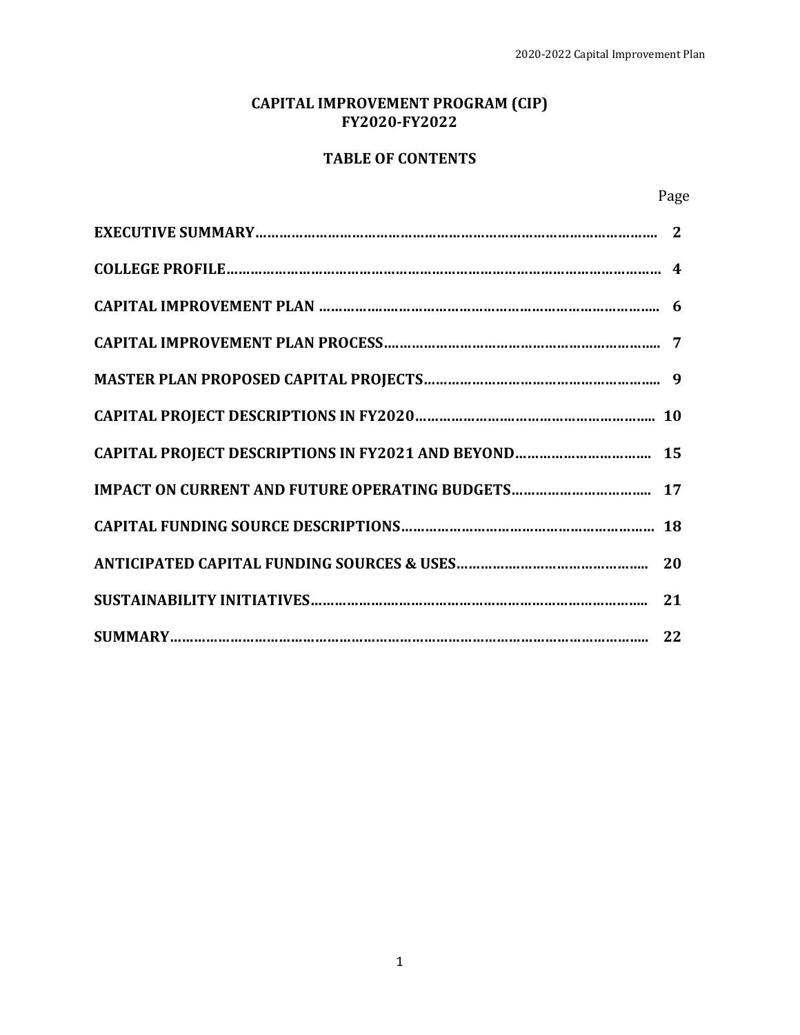# CAPITAL IMPROVEMENT PROGRAM (CIP)
# FY2020-FY2022

## TABLE OF CONTENTS

| | Page |
|---|---|
| **EXECUTIVE SUMMARY** | **2** |
| **COLLEGE PROFILE** | **4** |
| **CAPITAL IMPROVEMENT PLAN** | **6** |
| **CAPITAL IMPROVEMENT PLAN PROCESS** | **7** |
| **MASTER PLAN PROPOSED CAPITAL PROJECTS** | **9** |
| **CAPITAL PROJECT DESCRIPTIONS IN FY2020** | **10** |
| **CAPITAL PROJECT DESCRIPTIONS IN FY2021 AND BEYOND** | **15** |
| **IMPACT ON CURRENT AND FUTURE OPERATING BUDGETS** | **17** |
| **CAPITAL FUNDING SOURCE DESCRIPTIONS** | **18** |
| **ANTICIPATED CAPITAL FUNDING SOURCES & USES** | **20** |
| **SUSTAINABILITY INITIATIVES** | **21** |
| **SUMMARY** | **22** |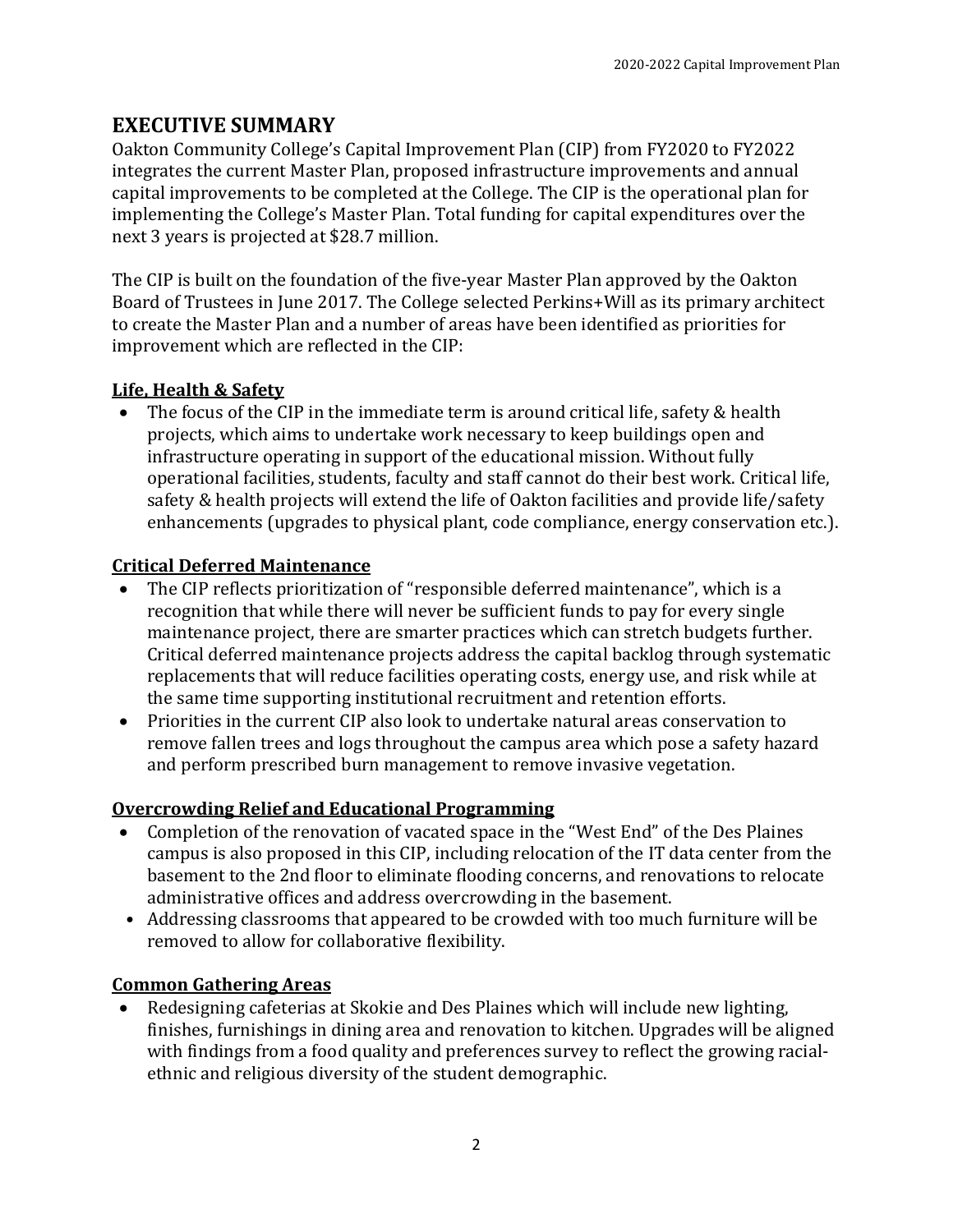## EXECUTIVE SUMMARY

Oakton Community College's Capital Improvement Plan (CIP) from FY2020 to FY2022 integrates the current Master Plan, proposed infrastructure improvements and annual capital improvements to be completed at the College. The CIP is the operational plan for implementing the College's Master Plan. Total funding for capital expenditures over the next 3 years is projected at $28.7 million.

The CIP is built on the foundation of the five-year Master Plan approved by the Oakton Board of Trustees in June 2017. The College selected Perkins+Will as its primary architect to create the Master Plan and a number of areas have been identified as priorities for improvement which are reflected in the CIP:

**Life, Health & Safety**

- The focus of the CIP in the immediate term is around critical life, safety & health projects, which aims to undertake work necessary to keep buildings open and infrastructure operating in support of the educational mission. Without fully operational facilities, students, faculty and staff cannot do their best work. Critical life, safety & health projects will extend the life of Oakton facilities and provide life/safety enhancements (upgrades to physical plant, code compliance, energy conservation etc.).

**Critical Deferred Maintenance**

- The CIP reflects prioritization of "responsible deferred maintenance", which is a recognition that while there will never be sufficient funds to pay for every single maintenance project, there are smarter practices which can stretch budgets further. Critical deferred maintenance projects address the capital backlog through systematic replacements that will reduce facilities operating costs, energy use, and risk while at the same time supporting institutional recruitment and retention efforts.
- Priorities in the current CIP also look to undertake natural areas conservation to remove fallen trees and logs throughout the campus area which pose a safety hazard and perform prescribed burn management to remove invasive vegetation.

**Overcrowding Relief and Educational Programming**

- Completion of the renovation of vacated space in the "West End" of the Des Plaines campus is also proposed in this CIP, including relocation of the IT data center from the basement to the 2nd floor to eliminate flooding concerns, and renovations to relocate administrative offices and address overcrowding in the basement.
- Addressing classrooms that appeared to be crowded with too much furniture will be removed to allow for collaborative flexibility.

**Common Gathering Areas**

- Redesigning cafeterias at Skokie and Des Plaines which will include new lighting, finishes, furnishings in dining area and renovation to kitchen. Upgrades will be aligned with findings from a food quality and preferences survey to reflect the growing racial-ethnic and religious diversity of the student demographic.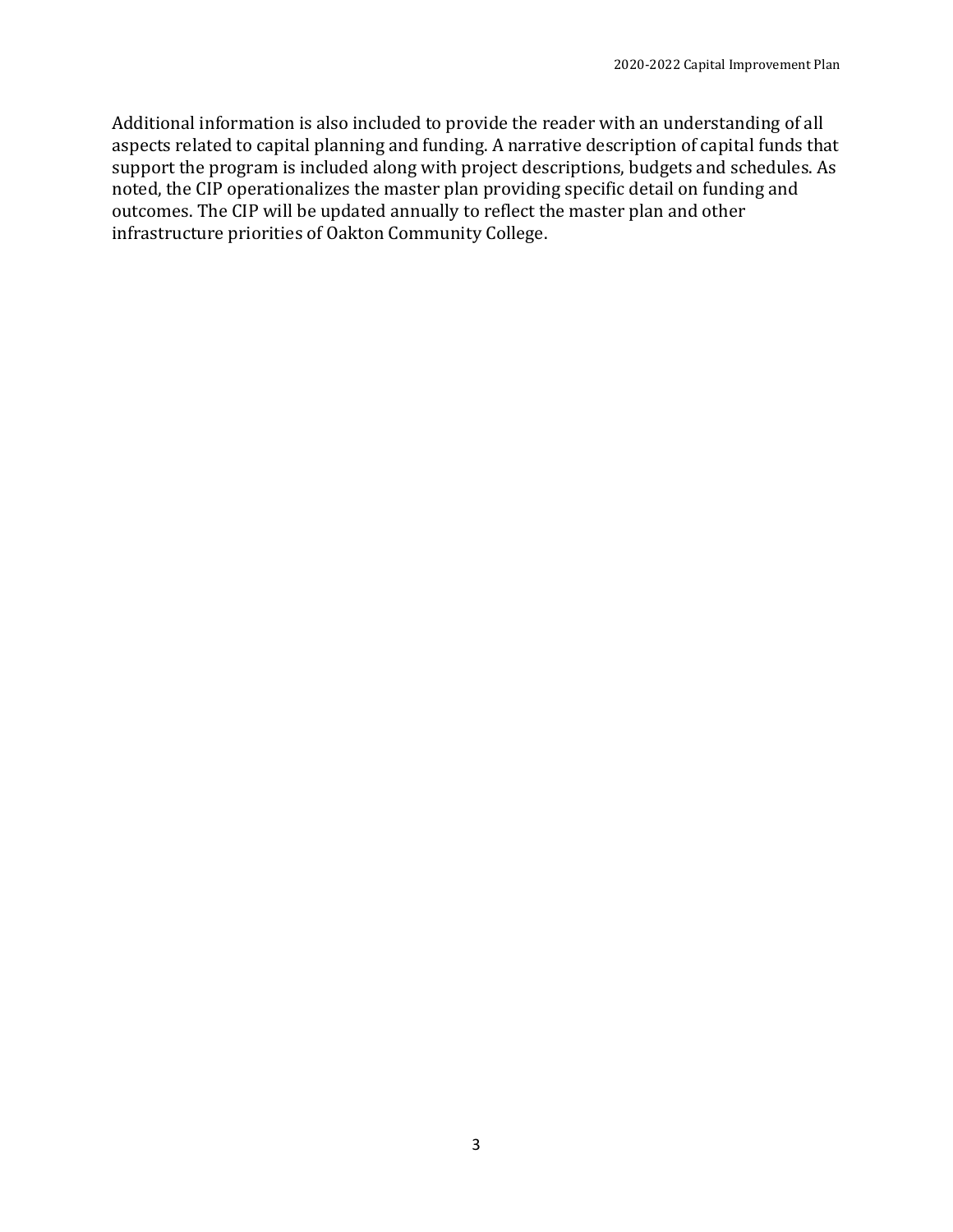Additional information is also included to provide the reader with an understanding of all aspects related to capital planning and funding. A narrative description of capital funds that support the program is included along with project descriptions, budgets and schedules. As noted, the CIP operationalizes the master plan providing specific detail on funding and outcomes. The CIP will be updated annually to reflect the master plan and other infrastructure priorities of Oakton Community College.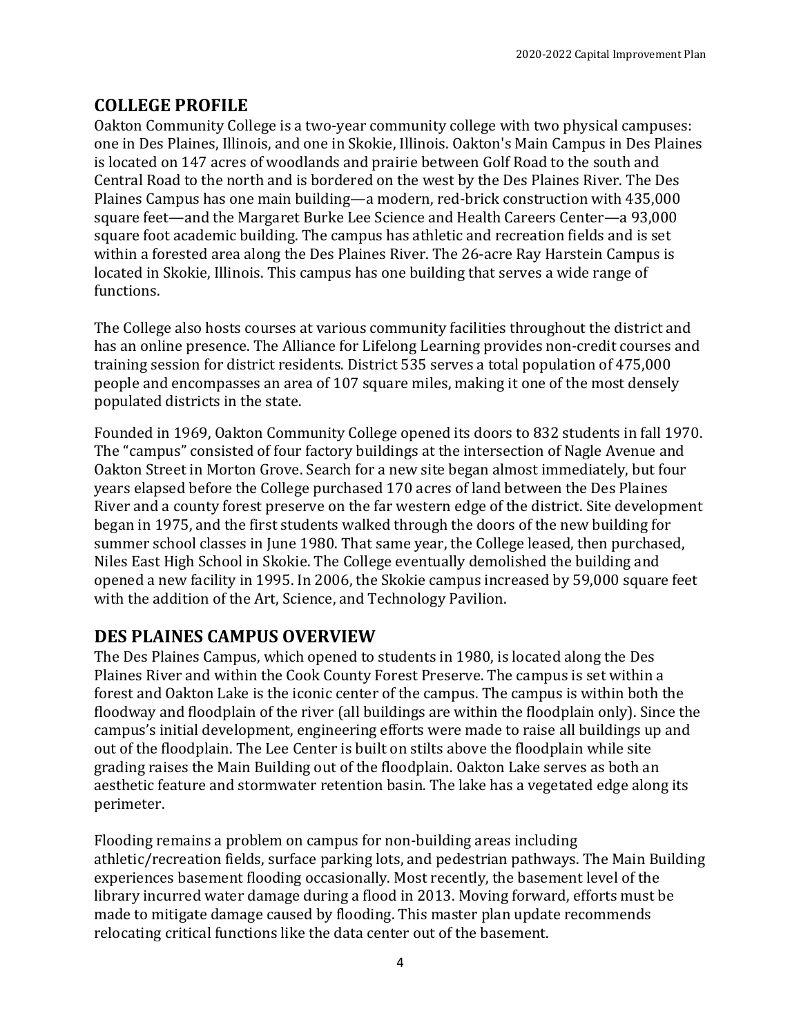## COLLEGE PROFILE

Oakton Community College is a two-year community college with two physical campuses: one in Des Plaines, Illinois, and one in Skokie, Illinois. Oakton's Main Campus in Des Plaines is located on 147 acres of woodlands and prairie between Golf Road to the south and Central Road to the north and is bordered on the west by the Des Plaines River. The Des Plaines Campus has one main building—a modern, red-brick construction with 435,000 square feet—and the Margaret Burke Lee Science and Health Careers Center—a 93,000 square foot academic building. The campus has athletic and recreation fields and is set within a forested area along the Des Plaines River. The 26-acre Ray Harstein Campus is located in Skokie, Illinois. This campus has one building that serves a wide range of functions.

The College also hosts courses at various community facilities throughout the district and has an online presence. The Alliance for Lifelong Learning provides non-credit courses and training session for district residents. District 535 serves a total population of 475,000 people and encompasses an area of 107 square miles, making it one of the most densely populated districts in the state.

Founded in 1969, Oakton Community College opened its doors to 832 students in fall 1970. The "campus" consisted of four factory buildings at the intersection of Nagle Avenue and Oakton Street in Morton Grove. Search for a new site began almost immediately, but four years elapsed before the College purchased 170 acres of land between the Des Plaines River and a county forest preserve on the far western edge of the district. Site development began in 1975, and the first students walked through the doors of the new building for summer school classes in June 1980. That same year, the College leased, then purchased, Niles East High School in Skokie. The College eventually demolished the building and opened a new facility in 1995. In 2006, the Skokie campus increased by 59,000 square feet with the addition of the Art, Science, and Technology Pavilion.

## DES PLAINES CAMPUS OVERVIEW

The Des Plaines Campus, which opened to students in 1980, is located along the Des Plaines River and within the Cook County Forest Preserve. The campus is set within a forest and Oakton Lake is the iconic center of the campus. The campus is within both the floodway and floodplain of the river (all buildings are within the floodplain only). Since the campus's initial development, engineering efforts were made to raise all buildings up and out of the floodplain. The Lee Center is built on stilts above the floodplain while site grading raises the Main Building out of the floodplain. Oakton Lake serves as both an aesthetic feature and stormwater retention basin. The lake has a vegetated edge along its perimeter.

Flooding remains a problem on campus for non-building areas including athletic/recreation fields, surface parking lots, and pedestrian pathways. The Main Building experiences basement flooding occasionally. Most recently, the basement level of the library incurred water damage during a flood in 2013. Moving forward, efforts must be made to mitigate damage caused by flooding. This master plan update recommends relocating critical functions like the data center out of the basement.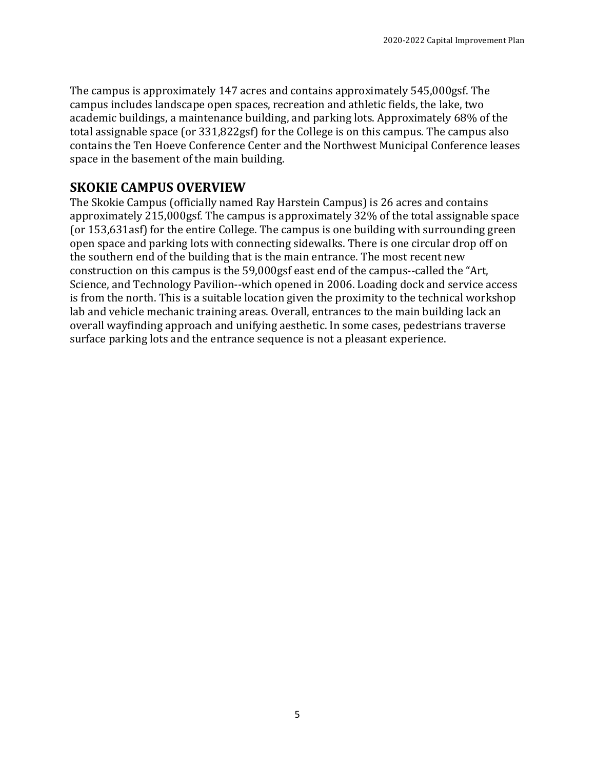The campus is approximately 147 acres and contains approximately 545,000gsf. The campus includes landscape open spaces, recreation and athletic fields, the lake, two academic buildings, a maintenance building, and parking lots. Approximately 68% of the total assignable space (or 331,822gsf) for the College is on this campus. The campus also contains the Ten Hoeve Conference Center and the Northwest Municipal Conference leases space in the basement of the main building.

## SKOKIE CAMPUS OVERVIEW

The Skokie Campus (officially named Ray Harstein Campus) is 26 acres and contains approximately 215,000gsf. The campus is approximately 32% of the total assignable space (or 153,631asf) for the entire College. The campus is one building with surrounding green open space and parking lots with connecting sidewalks. There is one circular drop off on the southern end of the building that is the main entrance. The most recent new construction on this campus is the 59,000gsf east end of the campus--called the "Art, Science, and Technology Pavilion--which opened in 2006. Loading dock and service access is from the north. This is a suitable location given the proximity to the technical workshop lab and vehicle mechanic training areas. Overall, entrances to the main building lack an overall wayfinding approach and unifying aesthetic. In some cases, pedestrians traverse surface parking lots and the entrance sequence is not a pleasant experience.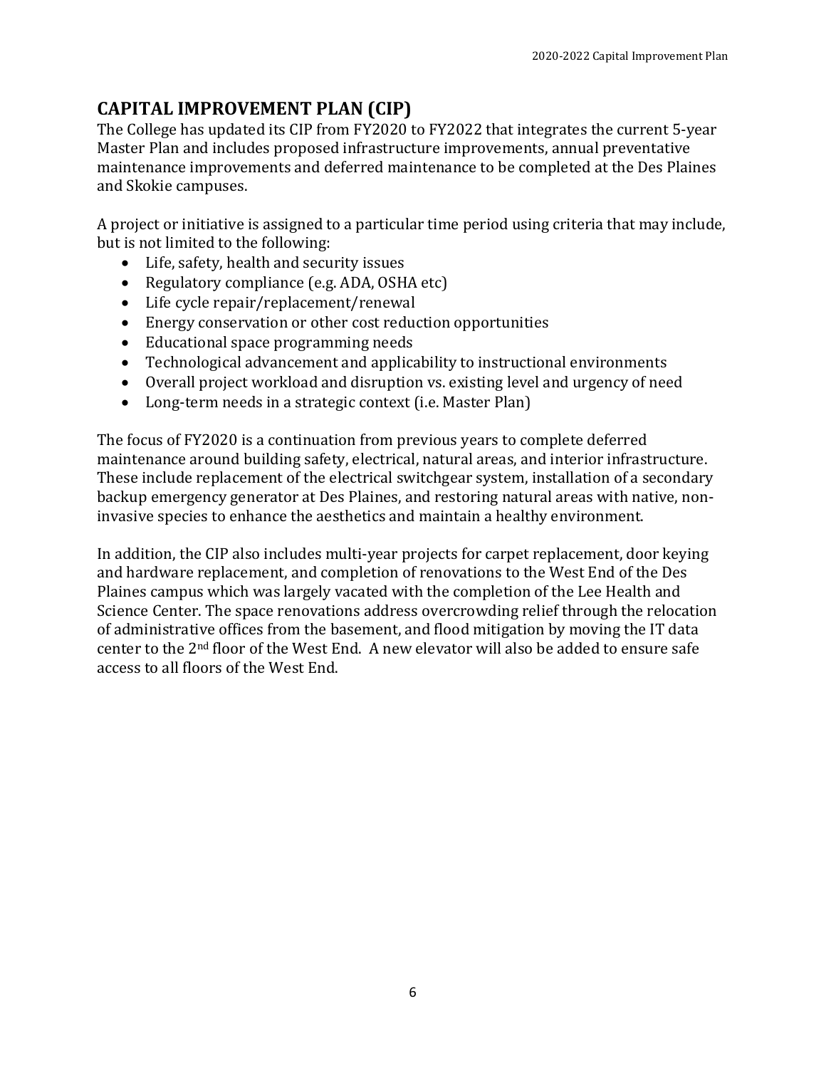## CAPITAL IMPROVEMENT PLAN (CIP)

The College has updated its CIP from FY2020 to FY2022 that integrates the current 5-year Master Plan and includes proposed infrastructure improvements, annual preventative maintenance improvements and deferred maintenance to be completed at the Des Plaines and Skokie campuses.

A project or initiative is assigned to a particular time period using criteria that may include, but is not limited to the following:

- Life, safety, health and security issues
- Regulatory compliance (e.g. ADA, OSHA etc)
- Life cycle repair/replacement/renewal
- Energy conservation or other cost reduction opportunities
- Educational space programming needs
- Technological advancement and applicability to instructional environments
- Overall project workload and disruption vs. existing level and urgency of need
- Long-term needs in a strategic context (i.e. Master Plan)

The focus of FY2020 is a continuation from previous years to complete deferred maintenance around building safety, electrical, natural areas, and interior infrastructure. These include replacement of the electrical switchgear system, installation of a secondary backup emergency generator at Des Plaines, and restoring natural areas with native, non-invasive species to enhance the aesthetics and maintain a healthy environment.

In addition, the CIP also includes multi-year projects for carpet replacement, door keying and hardware replacement, and completion of renovations to the West End of the Des Plaines campus which was largely vacated with the completion of the Lee Health and Science Center. The space renovations address overcrowding relief through the relocation of administrative offices from the basement, and flood mitigation by moving the IT data center to the 2nd floor of the West End. A new elevator will also be added to ensure safe access to all floors of the West End.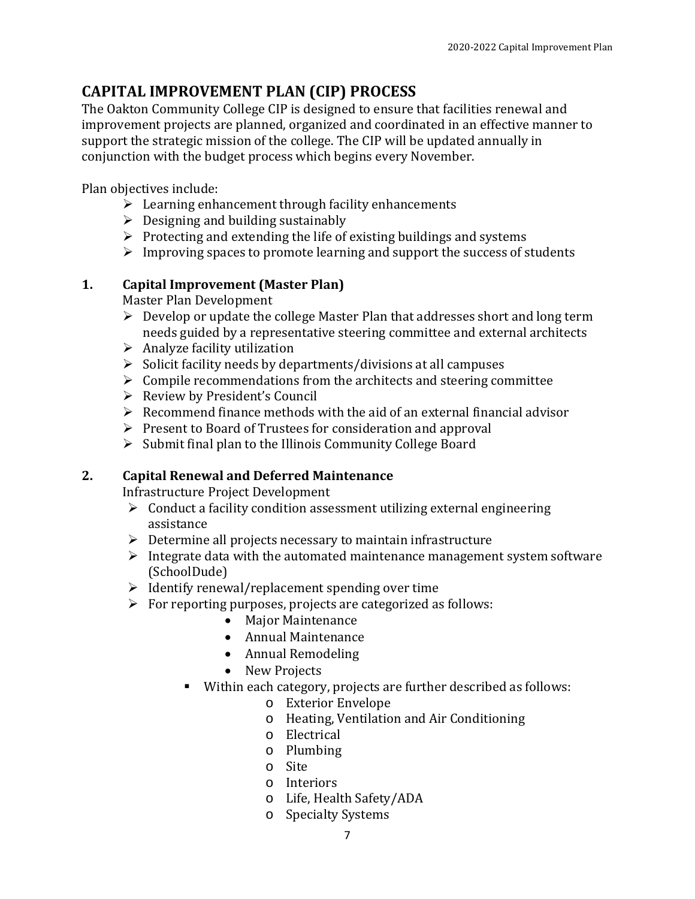## CAPITAL IMPROVEMENT PLAN (CIP) PROCESS

The Oakton Community College CIP is designed to ensure that facilities renewal and improvement projects are planned, organized and coordinated in an effective manner to support the strategic mission of the college. The CIP will be updated annually in conjunction with the budget process which begins every November.

Plan objectives include:

- Learning enhancement through facility enhancements
- Designing and building sustainably
- Protecting and extending the life of existing buildings and systems
- Improving spaces to promote learning and support the success of students

### 1. Capital Improvement (Master Plan)

Master Plan Development

- Develop or update the college Master Plan that addresses short and long term needs guided by a representative steering committee and external architects
- Analyze facility utilization
- Solicit facility needs by departments/divisions at all campuses
- Compile recommendations from the architects and steering committee
- Review by President's Council
- Recommend finance methods with the aid of an external financial advisor
- Present to Board of Trustees for consideration and approval
- Submit final plan to the Illinois Community College Board

### 2. Capital Renewal and Deferred Maintenance

Infrastructure Project Development

- Conduct a facility condition assessment utilizing external engineering assistance
- Determine all projects necessary to maintain infrastructure
- Integrate data with the automated maintenance management system software (SchoolDude)
- Identify renewal/replacement spending over time
- For reporting purposes, projects are categorized as follows:
    - Major Maintenance
    - Annual Maintenance
    - Annual Remodeling
    - New Projects
  - Within each category, projects are further described as follows:
    - Exterior Envelope
    - Heating, Ventilation and Air Conditioning
    - Electrical
    - Plumbing
    - Site
    - Interiors
    - Life, Health Safety/ADA
    - Specialty Systems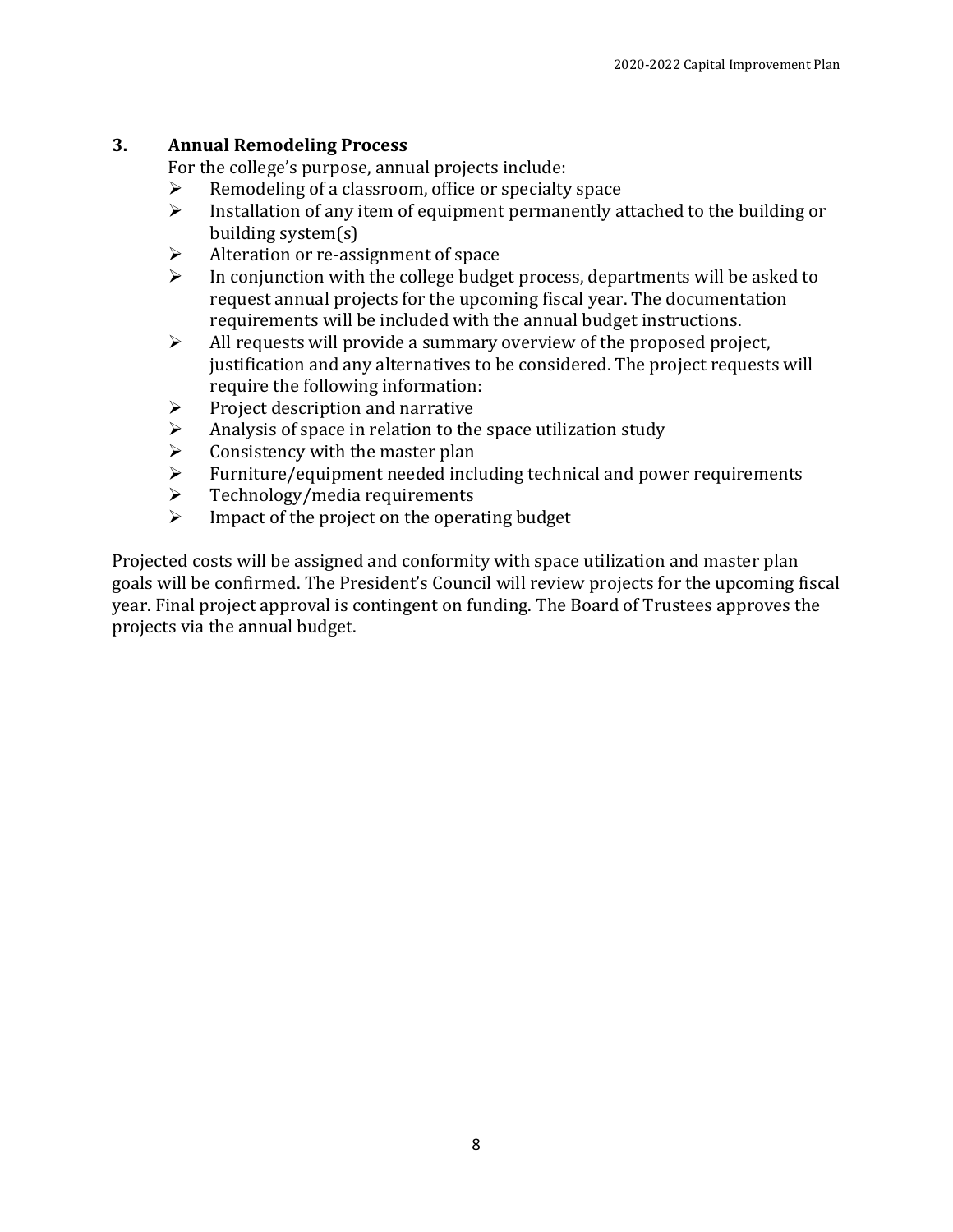### 3. Annual Remodeling Process

For the college's purpose, annual projects include:

- Remodeling of a classroom, office or specialty space
- Installation of any item of equipment permanently attached to the building or building system(s)
- Alteration or re-assignment of space
- In conjunction with the college budget process, departments will be asked to request annual projects for the upcoming fiscal year. The documentation requirements will be included with the annual budget instructions.
- All requests will provide a summary overview of the proposed project, justification and any alternatives to be considered. The project requests will require the following information:
- Project description and narrative
- Analysis of space in relation to the space utilization study
- Consistency with the master plan
- Furniture/equipment needed including technical and power requirements
- Technology/media requirements
- Impact of the project on the operating budget

Projected costs will be assigned and conformity with space utilization and master plan goals will be confirmed. The President's Council will review projects for the upcoming fiscal year. Final project approval is contingent on funding. The Board of Trustees approves the projects via the annual budget.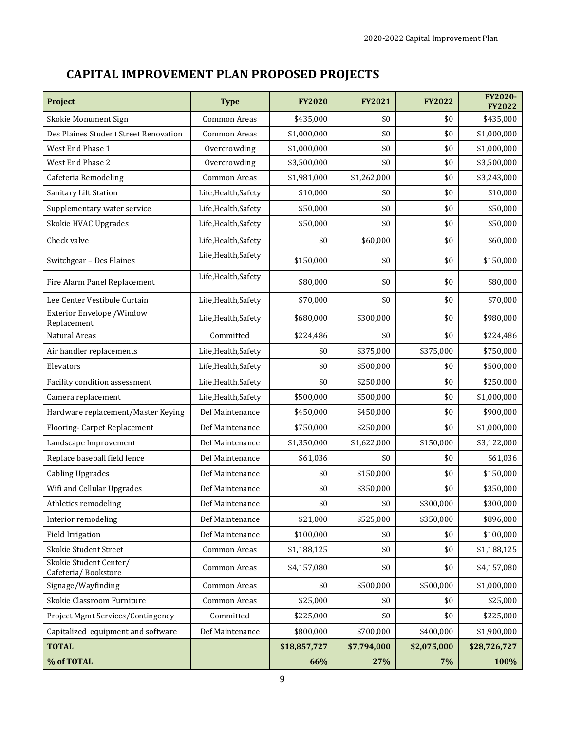# CAPITAL IMPROVEMENT PLAN PROPOSED PROJECTS

| Project | Type | FY2020 | FY2021 | FY2022 | FY2020-FY2022 |
|---|---|---|---|---|---|
| Skokie Monument Sign | Common Areas | $435,000 | $0 | $0 | $435,000 |
| Des Plaines Student Street Renovation | Common Areas | $1,000,000 | $0 | $0 | $1,000,000 |
| West End Phase 1 | Overcrowding | $1,000,000 | $0 | $0 | $1,000,000 |
| West End Phase 2 | Overcrowding | $3,500,000 | $0 | $0 | $3,500,000 |
| Cafeteria Remodeling | Common Areas | $1,981,000 | $1,262,000 | $0 | $3,243,000 |
| Sanitary Lift Station | Life,Health,Safety | $10,000 | $0 | $0 | $10,000 |
| Supplementary water service | Life,Health,Safety | $50,000 | $0 | $0 | $50,000 |
| Skokie HVAC Upgrades | Life,Health,Safety | $50,000 | $0 | $0 | $50,000 |
| Check valve | Life,Health,Safety | $0 | $60,000 | $0 | $60,000 |
| Switchgear – Des Plaines | Life,Health,Safety | $150,000 | $0 | $0 | $150,000 |
| Fire Alarm Panel Replacement | Life,Health,Safety | $80,000 | $0 | $0 | $80,000 |
| Lee Center Vestibule Curtain | Life,Health,Safety | $70,000 | $0 | $0 | $70,000 |
| Exterior Envelope /Window Replacement | Life,Health,Safety | $680,000 | $300,000 | $0 | $980,000 |
| Natural Areas | Committed | $224,486 | $0 | $0 | $224,486 |
| Air handler replacements | Life,Health,Safety | $0 | $375,000 | $375,000 | $750,000 |
| Elevators | Life,Health,Safety | $0 | $500,000 | $0 | $500,000 |
| Facility condition assessment | Life,Health,Safety | $0 | $250,000 | $0 | $250,000 |
| Camera replacement | Life,Health,Safety | $500,000 | $500,000 | $0 | $1,000,000 |
| Hardware replacement/Master Keying | Def Maintenance | $450,000 | $450,000 | $0 | $900,000 |
| Flooring- Carpet Replacement | Def Maintenance | $750,000 | $250,000 | $0 | $1,000,000 |
| Landscape Improvement | Def Maintenance | $1,350,000 | $1,622,000 | $150,000 | $3,122,000 |
| Replace baseball field fence | Def Maintenance | $61,036 | $0 | $0 | $61,036 |
| Cabling Upgrades | Def Maintenance | $0 | $150,000 | $0 | $150,000 |
| Wifi and Cellular Upgrades | Def Maintenance | $0 | $350,000 | $0 | $350,000 |
| Athletics remodeling | Def Maintenance | $0 | $0 | $300,000 | $300,000 |
| Interior remodeling | Def Maintenance | $21,000 | $525,000 | $350,000 | $896,000 |
| Field Irrigation | Def Maintenance | $100,000 | $0 | $0 | $100,000 |
| Skokie Student Street | Common Areas | $1,188,125 | $0 | $0 | $1,188,125 |
| Skokie Student Center/ Cafeteria/ Bookstore | Common Areas | $4,157,080 | $0 | $0 | $4,157,080 |
| Signage/Wayfinding | Common Areas | $0 | $500,000 | $500,000 | $1,000,000 |
| Skokie Classroom Furniture | Common Areas | $25,000 | $0 | $0 | $25,000 |
| Project Mgmt Services/Contingency | Committed | $225,000 | $0 | $0 | $225,000 |
| Capitalized equipment and software | Def Maintenance | $800,000 | $700,000 | $400,000 | $1,900,000 |
| **TOTAL** | | **$18,857,727** | **$7,794,000** | **$2,075,000** | **$28,726,727** |
| **% of TOTAL** | | **66%** | **27%** | **7%** | **100%** |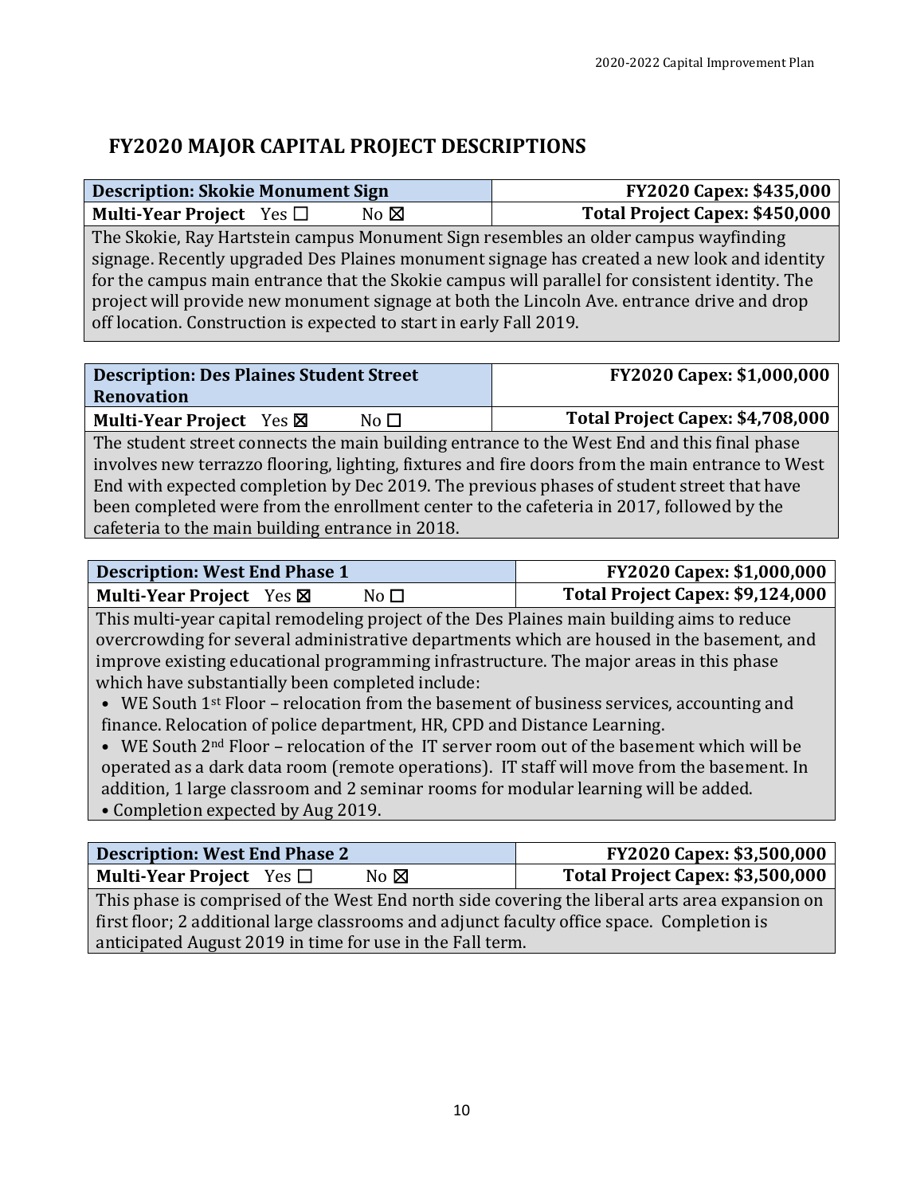## FY2020 MAJOR CAPITAL PROJECT DESCRIPTIONS

| **Description: Skokie Monument Sign** | **FY2020 Capex: $435,000** |
|---|---|
| **Multi-Year Project** Yes ☐ No ☒ | **Total Project Capex: $450,000** |

The Skokie, Ray Hartstein campus Monument Sign resembles an older campus wayfinding signage. Recently upgraded Des Plaines monument signage has created a new look and identity for the campus main entrance that the Skokie campus will parallel for consistent identity. The project will provide new monument signage at both the Lincoln Ave. entrance drive and drop off location. Construction is expected to start in early Fall 2019.

| **Description: Des Plaines Student Street Renovation** | **FY2020 Capex: $1,000,000** |
|---|---|
| **Multi-Year Project** Yes ☒ No ☐ | **Total Project Capex: $4,708,000** |

The student street connects the main building entrance to the West End and this final phase involves new terrazzo flooring, lighting, fixtures and fire doors from the main entrance to West End with expected completion by Dec 2019. The previous phases of student street that have been completed were from the enrollment center to the cafeteria in 2017, followed by the cafeteria to the main building entrance in 2018.

| **Description: West End Phase 1** | **FY2020 Capex: $1,000,000** |
|---|---|
| **Multi-Year Project** Yes ☒ No ☐ | **Total Project Capex: $9,124,000** |

This multi-year capital remodeling project of the Des Plaines main building aims to reduce overcrowding for several administrative departments which are housed in the basement, and improve existing educational programming infrastructure. The major areas in this phase which have substantially been completed include:

- WE South 1st Floor – relocation from the basement of business services, accounting and finance. Relocation of police department, HR, CPD and Distance Learning.
- WE South 2nd Floor – relocation of the IT server room out of the basement which will be operated as a dark data room (remote operations). IT staff will move from the basement. In addition, 1 large classroom and 2 seminar rooms for modular learning will be added.
- Completion expected by Aug 2019.

| **Description: West End Phase 2** | **FY2020 Capex: $3,500,000** |
|---|---|
| **Multi-Year Project** Yes ☐ No ☒ | **Total Project Capex: $3,500,000** |

This phase is comprised of the West End north side covering the liberal arts area expansion on first floor; 2 additional large classrooms and adjunct faculty office space. Completion is anticipated August 2019 in time for use in the Fall term.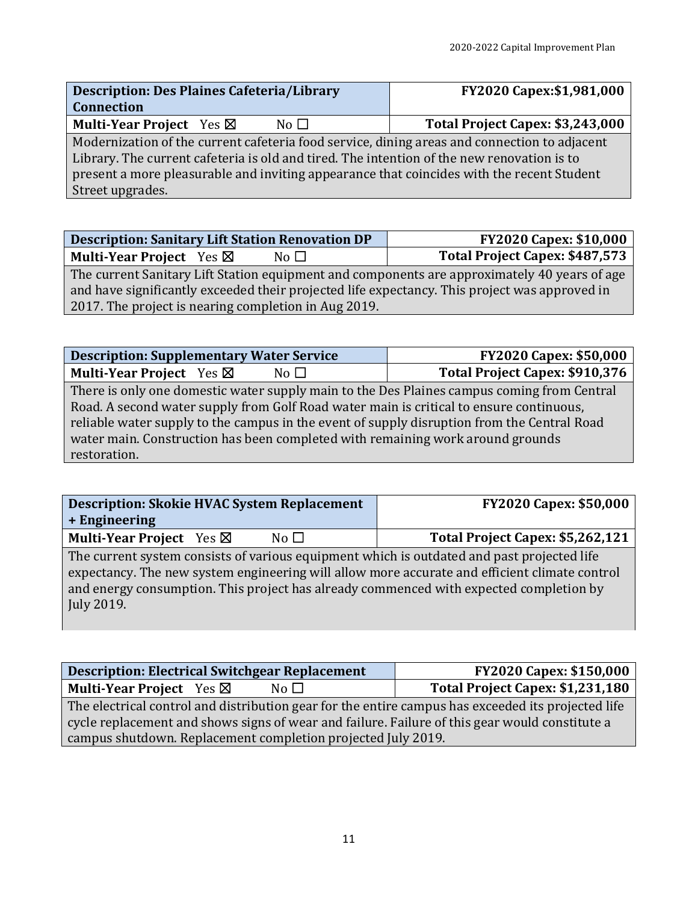| Description: Des Plaines Cafeteria/Library Connection | FY2020 Capex:$1,981,000 |
| --- | --- |
| **Multi-Year Project** Yes ☒ No ☐ | **Total Project Capex: $3,243,000** |

Modernization of the current cafeteria food service, dining areas and connection to adjacent Library. The current cafeteria is old and tired. The intention of the new renovation is to present a more pleasurable and inviting appearance that coincides with the recent Student Street upgrades.

| Description: Sanitary Lift Station Renovation DP | FY2020 Capex: $10,000 |
| --- | --- |
| **Multi-Year Project** Yes ☒ No ☐ | **Total Project Capex: $487,573** |

The current Sanitary Lift Station equipment and components are approximately 40 years of age and have significantly exceeded their projected life expectancy. This project was approved in 2017. The project is nearing completion in Aug 2019.

| Description: Supplementary Water Service | FY2020 Capex: $50,000 |
| --- | --- |
| **Multi-Year Project** Yes ☒ No ☐ | **Total Project Capex: $910,376** |

There is only one domestic water supply main to the Des Plaines campus coming from Central Road. A second water supply from Golf Road water main is critical to ensure continuous, reliable water supply to the campus in the event of supply disruption from the Central Road water main. Construction has been completed with remaining work around grounds restoration.

| Description: Skokie HVAC System Replacement + Engineering | FY2020 Capex: $50,000 |
| --- | --- |
| **Multi-Year Project** Yes ☒ No ☐ | **Total Project Capex: $5,262,121** |

The current system consists of various equipment which is outdated and past projected life expectancy. The new system engineering will allow more accurate and efficient climate control and energy consumption. This project has already commenced with expected completion by July 2019.

| Description: Electrical Switchgear Replacement | FY2020 Capex: $150,000 |
| --- | --- |
| **Multi-Year Project** Yes ☒ No ☐ | **Total Project Capex: $1,231,180** |

The electrical control and distribution gear for the entire campus has exceeded its projected life cycle replacement and shows signs of wear and failure. Failure of this gear would constitute a campus shutdown. Replacement completion projected July 2019.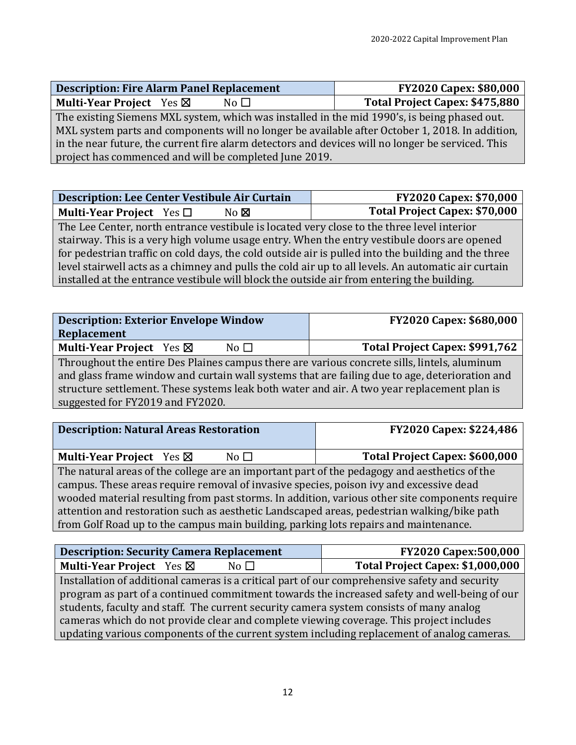| **Description: Fire Alarm Panel Replacement** | **FY2020 Capex: $80,000** |
|---|---|
| **Multi-Year Project** Yes ☒ No ☐ | **Total Project Capex: $475,880** |

The existing Siemens MXL system, which was installed in the mid 1990's, is being phased out. MXL system parts and components will no longer be available after October 1, 2018. In addition, in the near future, the current fire alarm detectors and devices will no longer be serviced. This project has commenced and will be completed June 2019.

| **Description: Lee Center Vestibule Air Curtain** | **FY2020 Capex: $70,000** |
|---|---|
| **Multi-Year Project** Yes ☐ No ☒ | **Total Project Capex: $70,000** |

The Lee Center, north entrance vestibule is located very close to the three level interior stairway. This is a very high volume usage entry. When the entry vestibule doors are opened for pedestrian traffic on cold days, the cold outside air is pulled into the building and the three level stairwell acts as a chimney and pulls the cold air up to all levels. An automatic air curtain installed at the entrance vestibule will block the outside air from entering the building.

| **Description: Exterior Envelope Window Replacement** | **FY2020 Capex: $680,000** |
|---|---|
| **Multi-Year Project** Yes ☒ No ☐ | **Total Project Capex: $991,762** |

Throughout the entire Des Plaines campus there are various concrete sills, lintels, aluminum and glass frame window and curtain wall systems that are failing due to age, deterioration and structure settlement. These systems leak both water and air. A two year replacement plan is suggested for FY2019 and FY2020.

| **Description: Natural Areas Restoration** | **FY2020 Capex: $224,486** |
|---|---|
| **Multi-Year Project** Yes ☒ No ☐ | **Total Project Capex: $600,000** |

The natural areas of the college are an important part of the pedagogy and aesthetics of the campus. These areas require removal of invasive species, poison ivy and excessive dead wooded material resulting from past storms. In addition, various other site components require attention and restoration such as aesthetic Landscaped areas, pedestrian walking/bike path from Golf Road up to the campus main building, parking lots repairs and maintenance.

| **Description: Security Camera Replacement** | **FY2020 Capex:500,000** |
|---|---|
| **Multi-Year Project** Yes ☒ No ☐ | **Total Project Capex: $1,000,000** |

Installation of additional cameras is a critical part of our comprehensive safety and security program as part of a continued commitment towards the increased safety and well-being of our students, faculty and staff. The current security camera system consists of many analog cameras which do not provide clear and complete viewing coverage. This project includes updating various components of the current system including replacement of analog cameras.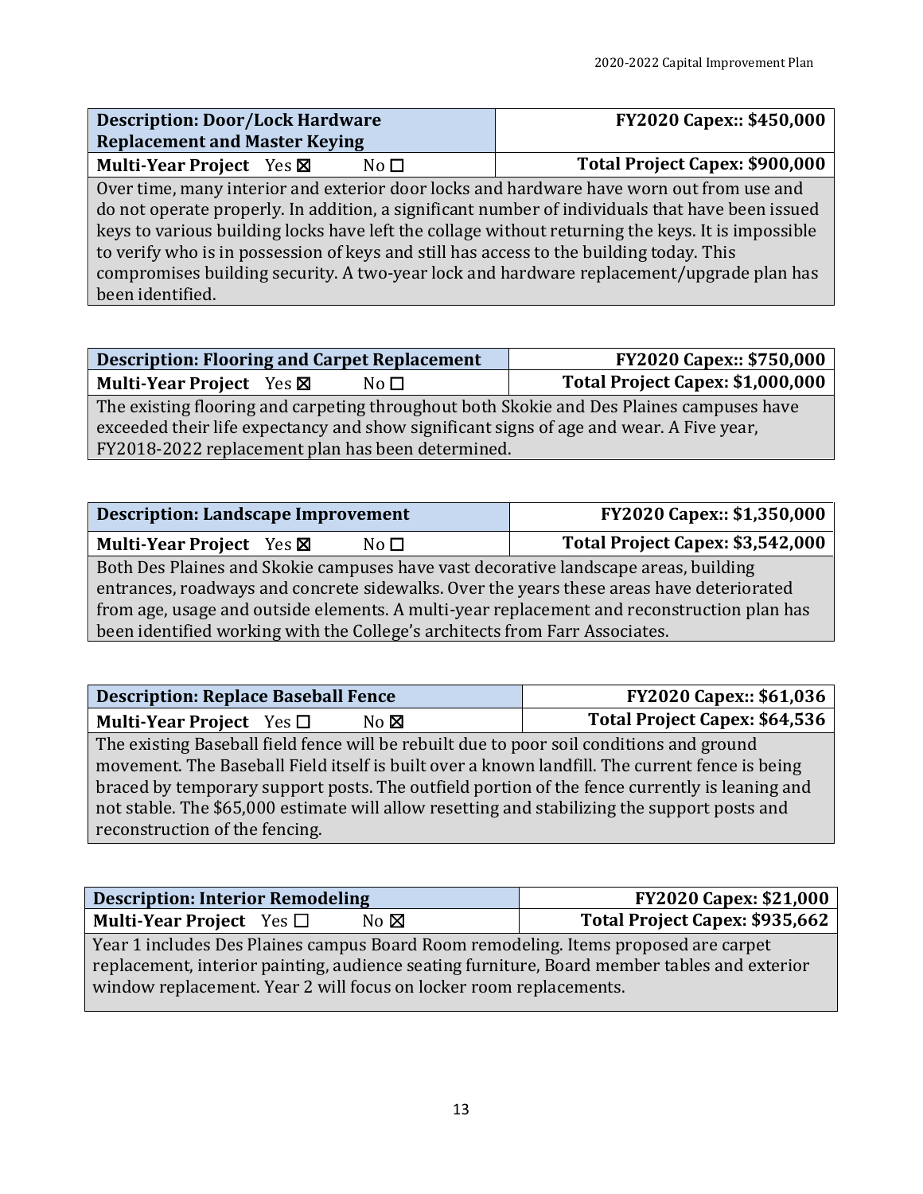| **Description: Door/Lock Hardware Replacement and Master Keying** | **FY2020 Capex:: $450,000** |
|---|---|
| **Multi-Year Project** Yes ☒ No ☐ | **Total Project Capex: $900,000** |
| Over time, many interior and exterior door locks and hardware have worn out from use and do not operate properly. In addition, a significant number of individuals that have been issued keys to various building locks have left the collage without returning the keys. It is impossible to verify who is in possession of keys and still has access to the building today. This compromises building security. A two-year lock and hardware replacement/upgrade plan has been identified. | |

| **Description: Flooring and Carpet Replacement** | **FY2020 Capex:: $750,000** |
|---|---|
| **Multi-Year Project** Yes ☒ No ☐ | **Total Project Capex: $1,000,000** |
| The existing flooring and carpeting throughout both Skokie and Des Plaines campuses have exceeded their life expectancy and show significant signs of age and wear. A Five year, FY2018-2022 replacement plan has been determined. | |

| **Description: Landscape Improvement** | **FY2020 Capex:: $1,350,000** |
|---|---|
| **Multi-Year Project** Yes ☒ No ☐ | **Total Project Capex: $3,542,000** |
| Both Des Plaines and Skokie campuses have vast decorative landscape areas, building entrances, roadways and concrete sidewalks. Over the years these areas have deteriorated from age, usage and outside elements. A multi-year replacement and reconstruction plan has been identified working with the College's architects from Farr Associates. | |

| **Description: Replace Baseball Fence** | **FY2020 Capex:: $61,036** |
|---|---|
| **Multi-Year Project** Yes ☐ No ☒ | **Total Project Capex: $64,536** |
| The existing Baseball field fence will be rebuilt due to poor soil conditions and ground movement. The Baseball Field itself is built over a known landfill. The current fence is being braced by temporary support posts. The outfield portion of the fence currently is leaning and not stable. The $65,000 estimate will allow resetting and stabilizing the support posts and reconstruction of the fencing. | |

| **Description: Interior Remodeling** | **FY2020 Capex: $21,000** |
|---|---|
| **Multi-Year Project** Yes ☐ No ☒ | **Total Project Capex: $935,662** |
| Year 1 includes Des Plaines campus Board Room remodeling. Items proposed are carpet replacement, interior painting, audience seating furniture, Board member tables and exterior window replacement. Year 2 will focus on locker room replacements. | |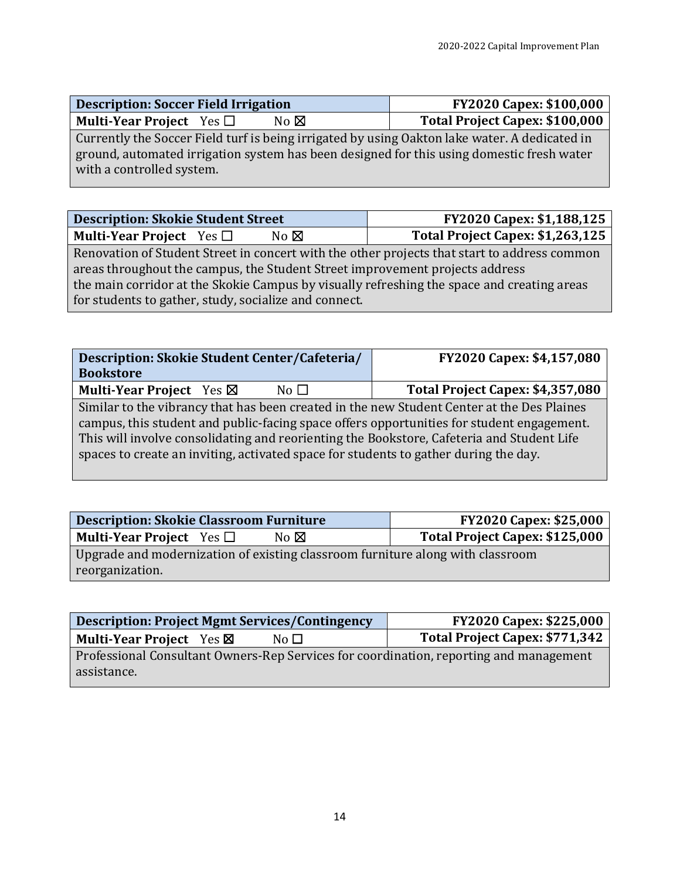| Description: Soccer Field Irrigation | FY2020 Capex: $100,000 |
| --- | --- |
| Multi-Year Project Yes ☐ No ☒ | Total Project Capex: $100,000 |
| Currently the Soccer Field turf is being irrigated by using Oakton lake water. A dedicated in ground, automated irrigation system has been designed for this using domestic fresh water with a controlled system. | |

| Description: Skokie Student Street | FY2020 Capex: $1,188,125 |
| --- | --- |
| Multi-Year Project Yes ☐ No ☒ | Total Project Capex: $1,263,125 |
| Renovation of Student Street in concert with the other projects that start to address common areas throughout the campus, the Student Street improvement projects address the main corridor at the Skokie Campus by visually refreshing the space and creating areas for students to gather, study, socialize and connect. | |

| Description: Skokie Student Center/Cafeteria/ Bookstore | FY2020 Capex: $4,157,080 |
| --- | --- |
| Multi-Year Project Yes ☒ No ☐ | Total Project Capex: $4,357,080 |
| Similar to the vibrancy that has been created in the new Student Center at the Des Plaines campus, this student and public-facing space offers opportunities for student engagement. This will involve consolidating and reorienting the Bookstore, Cafeteria and Student Life spaces to create an inviting, activated space for students to gather during the day. | |

| Description: Skokie Classroom Furniture | FY2020 Capex: $25,000 |
| --- | --- |
| Multi-Year Project Yes ☐ No ☒ | Total Project Capex: $125,000 |
| Upgrade and modernization of existing classroom furniture along with classroom reorganization. | |

| Description: Project Mgmt Services/Contingency | FY2020 Capex: $225,000 |
| --- | --- |
| Multi-Year Project Yes ☒ No ☐ | Total Project Capex: $771,342 |
| Professional Consultant Owners-Rep Services for coordination, reporting and management assistance. | |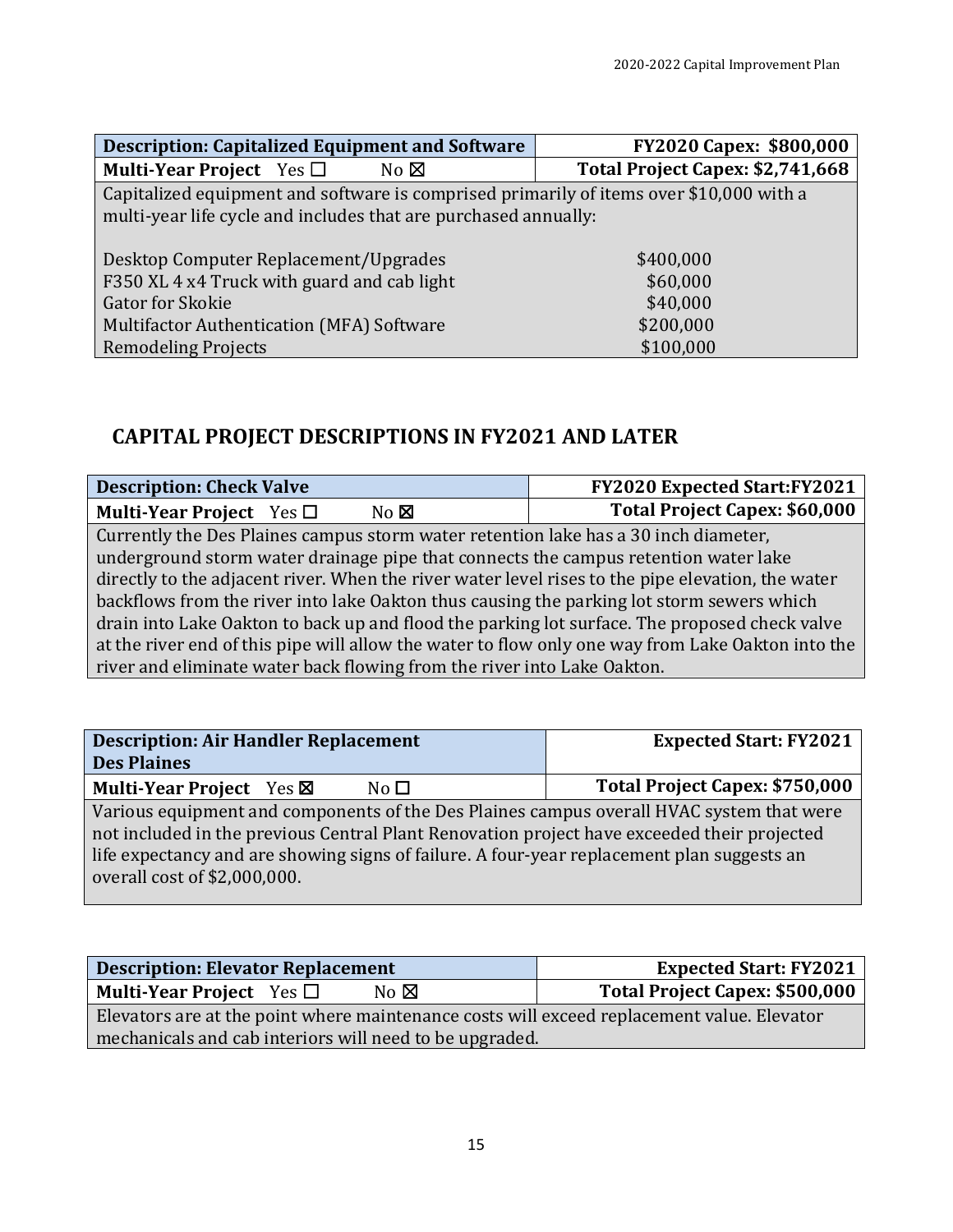| **Description: Capitalized Equipment and Software** | **FY2020 Capex: $800,000** |
|---|---|
| **Multi-Year Project** Yes ☐ No ☒ | **Total Project Capex: $2,741,668** |

Capitalized equipment and software is comprised primarily of items over $10,000 with a multi-year life cycle and includes that are purchased annually:

| | |
|---|---|
| Desktop Computer Replacement/Upgrades | $400,000 |
| F350 XL 4 x4 Truck with guard and cab light | $60,000 |
| Gator for Skokie | $40,000 |
| Multifactor Authentication (MFA) Software | $200,000 |
| Remodeling Projects | $100,000 |

## CAPITAL PROJECT DESCRIPTIONS IN FY2021 AND LATER

| **Description: Check Valve** | **FY2020 Expected Start:FY2021** |
|---|---|
| **Multi-Year Project** Yes ☐ No ☒ | **Total Project Capex: $60,000** |

Currently the Des Plaines campus storm water retention lake has a 30 inch diameter, underground storm water drainage pipe that connects the campus retention water lake directly to the adjacent river. When the river water level rises to the pipe elevation, the water backflows from the river into lake Oakton thus causing the parking lot storm sewers which drain into Lake Oakton to back up and flood the parking lot surface. The proposed check valve at the river end of this pipe will allow the water to flow only one way from Lake Oakton into the river and eliminate water back flowing from the river into Lake Oakton.

| **Description: Air Handler Replacement Des Plaines** | **Expected Start: FY2021** |
|---|---|
| **Multi-Year Project** Yes ☒ No ☐ | **Total Project Capex: $750,000** |

Various equipment and components of the Des Plaines campus overall HVAC system that were not included in the previous Central Plant Renovation project have exceeded their projected life expectancy and are showing signs of failure. A four-year replacement plan suggests an overall cost of $2,000,000.

| **Description: Elevator Replacement** | **Expected Start: FY2021** |
|---|---|
| **Multi-Year Project** Yes ☐ No ☒ | **Total Project Capex: $500,000** |

Elevators are at the point where maintenance costs will exceed replacement value. Elevator mechanicals and cab interiors will need to be upgraded.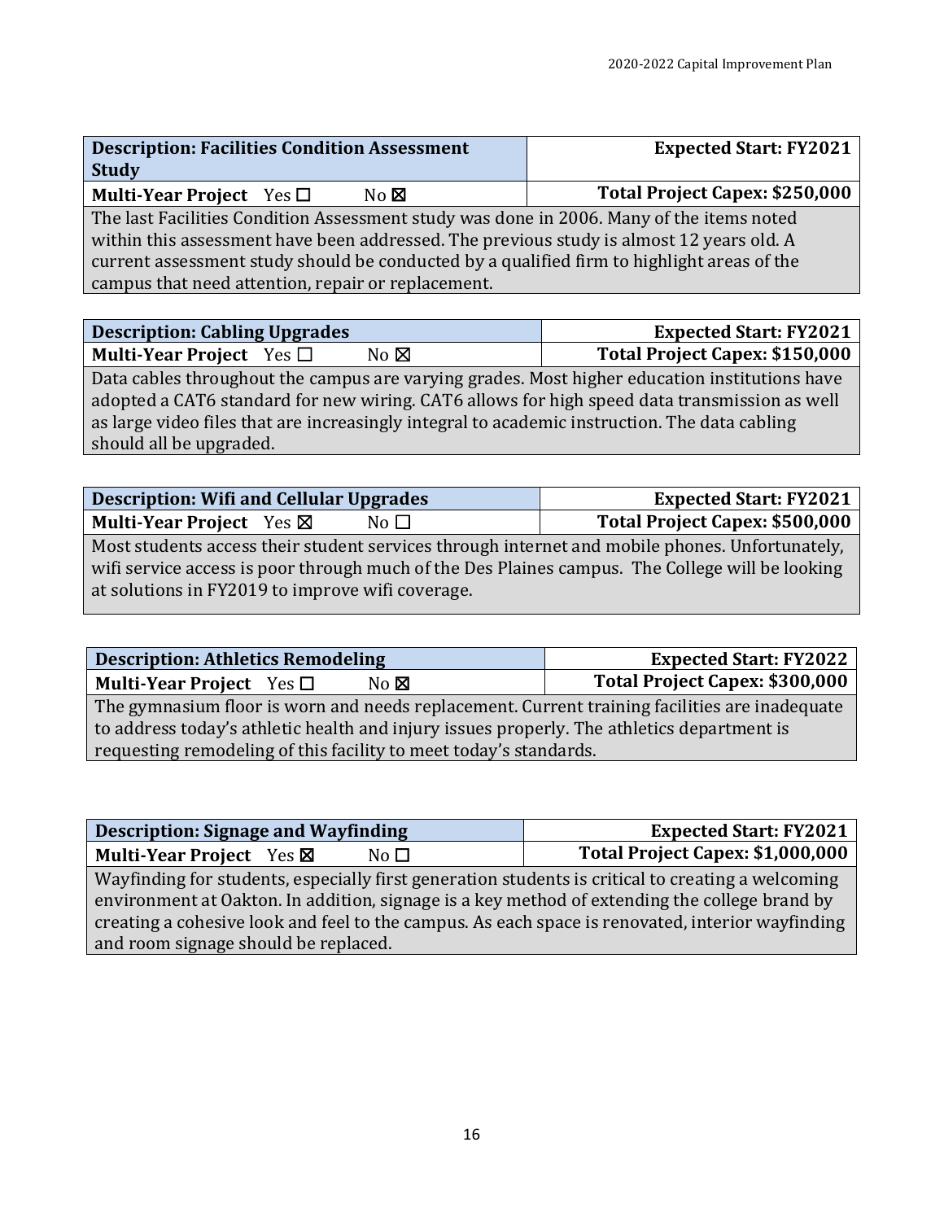| Description: Facilities Condition Assessment Study | Expected Start: FY2021 |
|---|---|
| **Multi-Year Project** Yes ☐ No ☒ | **Total Project Capex: $250,000** |

The last Facilities Condition Assessment study was done in 2006. Many of the items noted within this assessment have been addressed. The previous study is almost 12 years old. A current assessment study should be conducted by a qualified firm to highlight areas of the campus that need attention, repair or replacement.

| Description: Cabling Upgrades | Expected Start: FY2021 |
|---|---|
| **Multi-Year Project** Yes ☐ No ☒ | **Total Project Capex: $150,000** |

Data cables throughout the campus are varying grades. Most higher education institutions have adopted a CAT6 standard for new wiring. CAT6 allows for high speed data transmission as well as large video files that are increasingly integral to academic instruction. The data cabling should all be upgraded.

| Description: Wifi and Cellular Upgrades | Expected Start: FY2021 |
|---|---|
| **Multi-Year Project** Yes ☒ No ☐ | **Total Project Capex: $500,000** |

Most students access their student services through internet and mobile phones. Unfortunately, wifi service access is poor through much of the Des Plaines campus. The College will be looking at solutions in FY2019 to improve wifi coverage.

| Description: Athletics Remodeling | Expected Start: FY2022 |
|---|---|
| **Multi-Year Project** Yes ☐ No ☒ | **Total Project Capex: $300,000** |

The gymnasium floor is worn and needs replacement. Current training facilities are inadequate to address today's athletic health and injury issues properly. The athletics department is requesting remodeling of this facility to meet today's standards.

| Description: Signage and Wayfinding | Expected Start: FY2021 |
|---|---|
| **Multi-Year Project** Yes ☒ No ☐ | **Total Project Capex: $1,000,000** |

Wayfinding for students, especially first generation students is critical to creating a welcoming environment at Oakton. In addition, signage is a key method of extending the college brand by creating a cohesive look and feel to the campus. As each space is renovated, interior wayfinding and room signage should be replaced.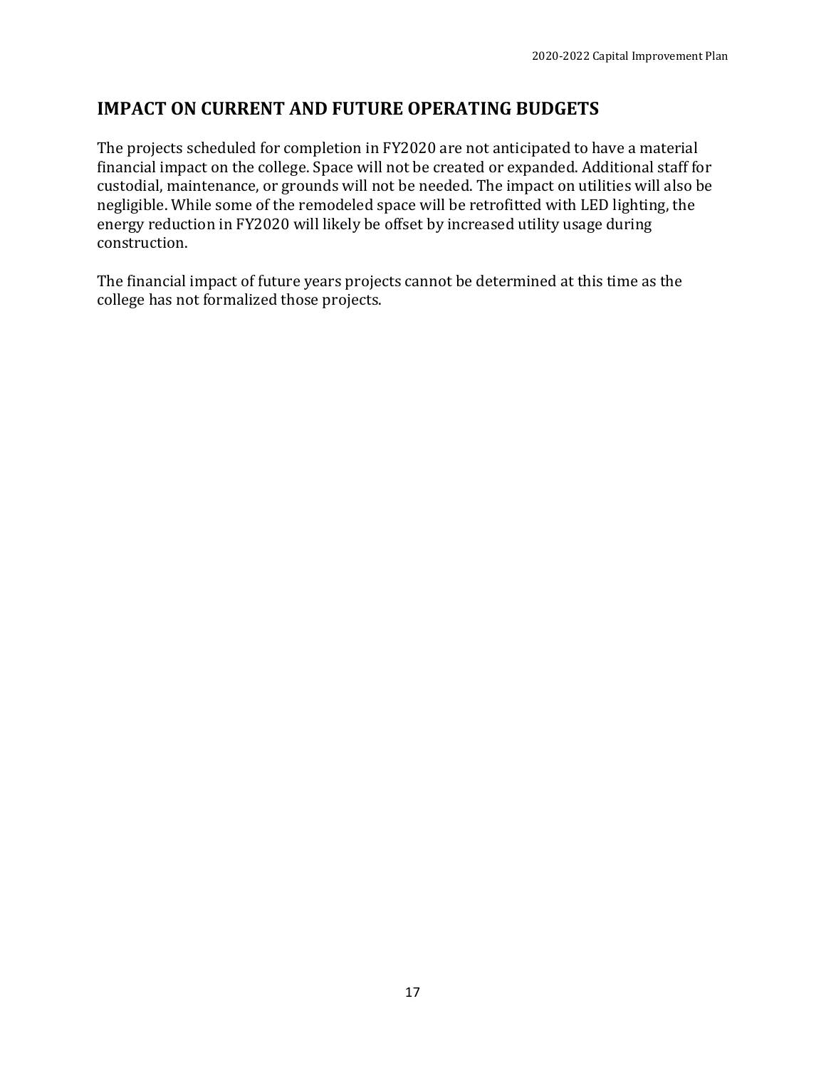## IMPACT ON CURRENT AND FUTURE OPERATING BUDGETS

The projects scheduled for completion in FY2020 are not anticipated to have a material financial impact on the college. Space will not be created or expanded. Additional staff for custodial, maintenance, or grounds will not be needed. The impact on utilities will also be negligible. While some of the remodeled space will be retrofitted with LED lighting, the energy reduction in FY2020 will likely be offset by increased utility usage during construction.

The financial impact of future years projects cannot be determined at this time as the college has not formalized those projects.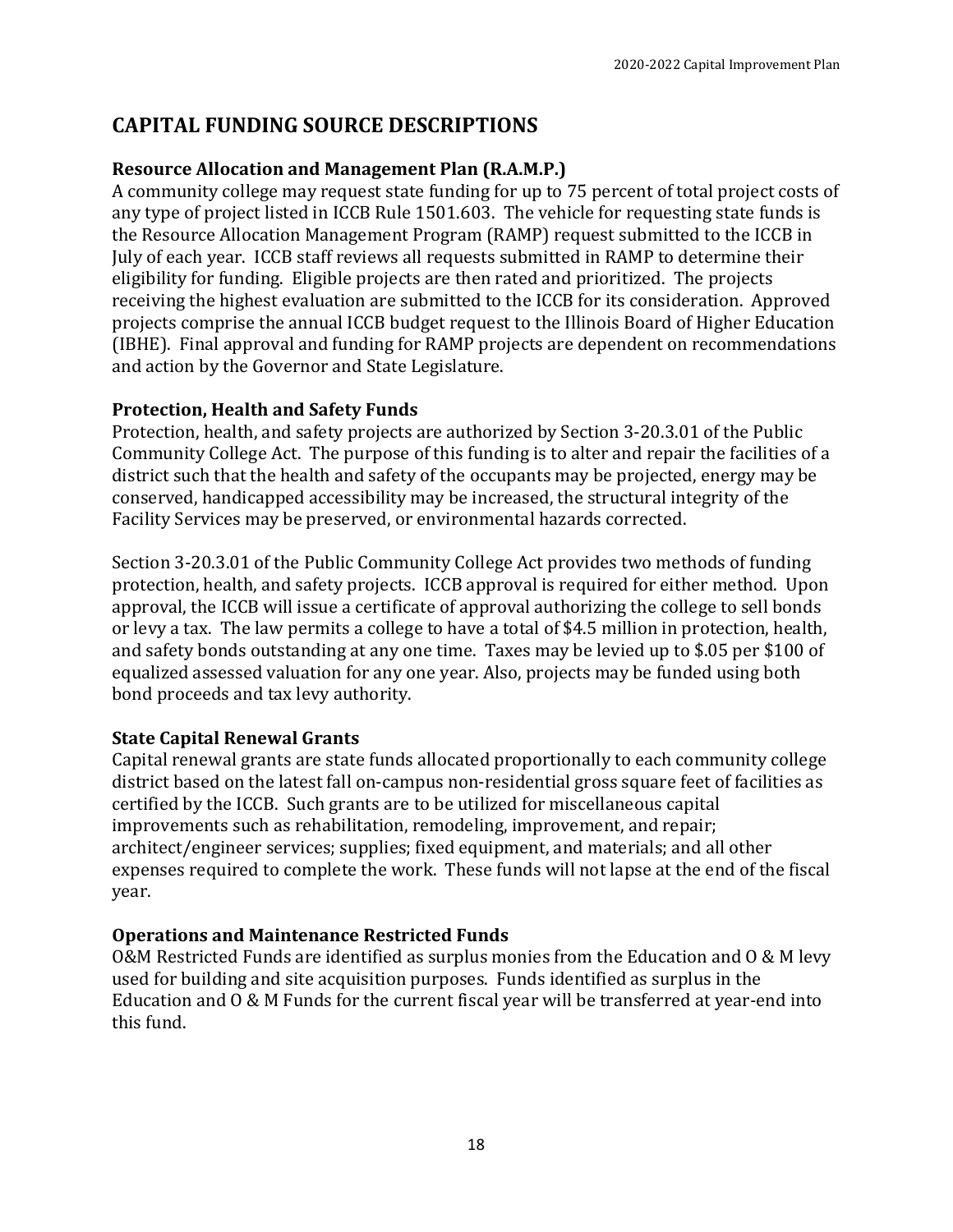## CAPITAL FUNDING SOURCE DESCRIPTIONS

### Resource Allocation and Management Plan (R.A.M.P.)

A community college may request state funding for up to 75 percent of total project costs of any type of project listed in ICCB Rule 1501.603. The vehicle for requesting state funds is the Resource Allocation Management Program (RAMP) request submitted to the ICCB in July of each year. ICCB staff reviews all requests submitted in RAMP to determine their eligibility for funding. Eligible projects are then rated and prioritized. The projects receiving the highest evaluation are submitted to the ICCB for its consideration. Approved projects comprise the annual ICCB budget request to the Illinois Board of Higher Education (IBHE). Final approval and funding for RAMP projects are dependent on recommendations and action by the Governor and State Legislature.

### Protection, Health and Safety Funds

Protection, health, and safety projects are authorized by Section 3-20.3.01 of the Public Community College Act. The purpose of this funding is to alter and repair the facilities of a district such that the health and safety of the occupants may be projected, energy may be conserved, handicapped accessibility may be increased, the structural integrity of the Facility Services may be preserved, or environmental hazards corrected.

Section 3-20.3.01 of the Public Community College Act provides two methods of funding protection, health, and safety projects. ICCB approval is required for either method. Upon approval, the ICCB will issue a certificate of approval authorizing the college to sell bonds or levy a tax. The law permits a college to have a total of $4.5 million in protection, health, and safety bonds outstanding at any one time. Taxes may be levied up to $.05 per $100 of equalized assessed valuation for any one year. Also, projects may be funded using both bond proceeds and tax levy authority.

### State Capital Renewal Grants

Capital renewal grants are state funds allocated proportionally to each community college district based on the latest fall on-campus non-residential gross square feet of facilities as certified by the ICCB. Such grants are to be utilized for miscellaneous capital improvements such as rehabilitation, remodeling, improvement, and repair; architect/engineer services; supplies; fixed equipment, and materials; and all other expenses required to complete the work. These funds will not lapse at the end of the fiscal year.

### Operations and Maintenance Restricted Funds

O&M Restricted Funds are identified as surplus monies from the Education and O & M levy used for building and site acquisition purposes. Funds identified as surplus in the Education and O & M Funds for the current fiscal year will be transferred at year-end into this fund.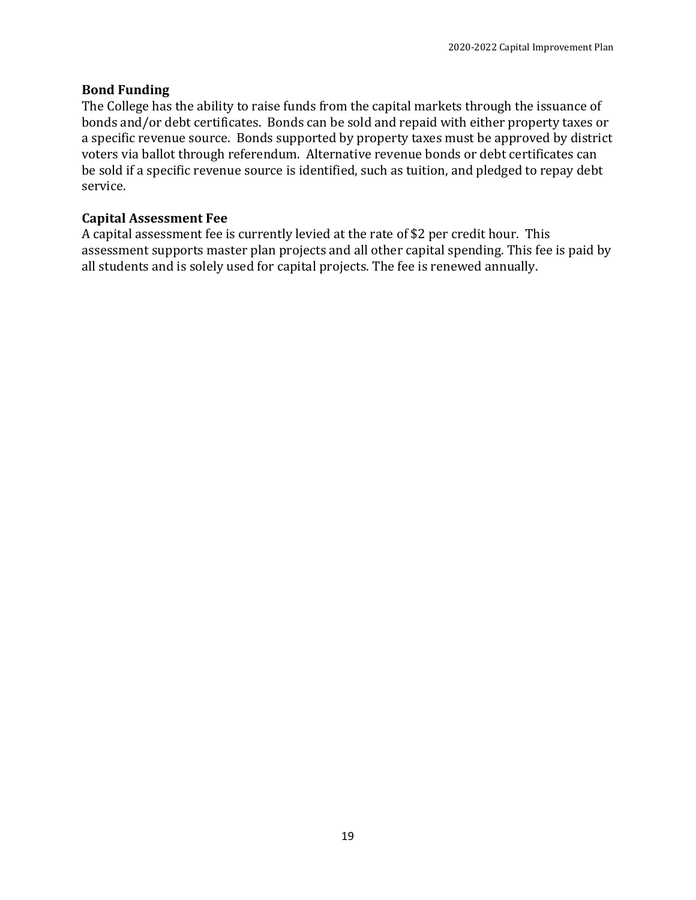### Bond Funding

The College has the ability to raise funds from the capital markets through the issuance of bonds and/or debt certificates. Bonds can be sold and repaid with either property taxes or a specific revenue source. Bonds supported by property taxes must be approved by district voters via ballot through referendum. Alternative revenue bonds or debt certificates can be sold if a specific revenue source is identified, such as tuition, and pledged to repay debt service.

### Capital Assessment Fee

A capital assessment fee is currently levied at the rate of $2 per credit hour. This assessment supports master plan projects and all other capital spending. This fee is paid by all students and is solely used for capital projects. The fee is renewed annually.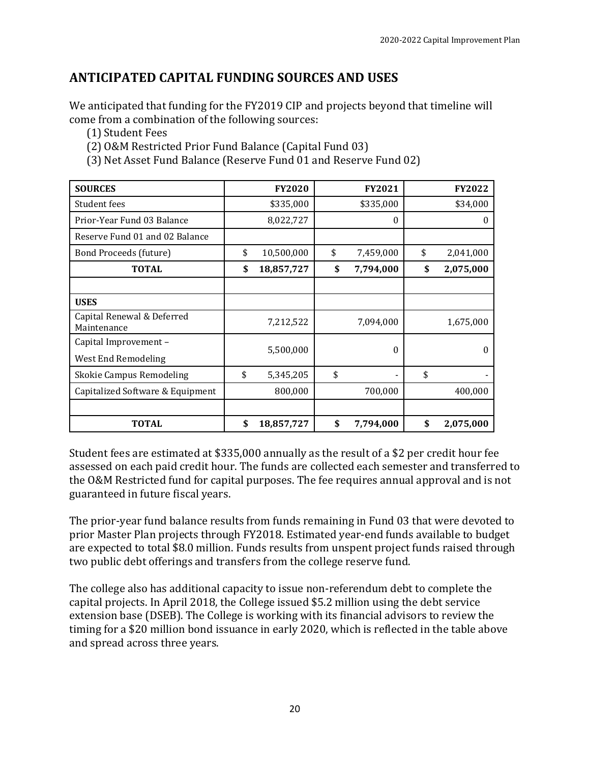## ANTICIPATED CAPITAL FUNDING SOURCES AND USES

We anticipated that funding for the FY2019 CIP and projects beyond that timeline will come from a combination of the following sources:

(1) Student Fees
(2) O&M Restricted Prior Fund Balance (Capital Fund 03)
(3) Net Asset Fund Balance (Reserve Fund 01 and Reserve Fund 02)

| **SOURCES** | **FY2020** | **FY2021** | **FY2022** |
|---|---|---|---|
| Student fees | $335,000 | $335,000 | $34,000 |
| Prior-Year Fund 03 Balance | 8,022,727 | 0 | 0 |
| Reserve Fund 01 and 02 Balance | | | |
| Bond Proceeds (future) | $ 10,500,000 | $ 7,459,000 | $ 2,041,000 |
| **TOTAL** | **$ 18,857,727** | **$ 7,794,000** | **$ 2,075,000** |
| | | | |
| **USES** | | | |
| Capital Renewal & Deferred Maintenance | 7,212,522 | 7,094,000 | 1,675,000 |
| Capital Improvement – West End Remodeling | 5,500,000 | 0 | 0 |
| Skokie Campus Remodeling | $ 5,345,205 | $ - | $ - |
| Capitalized Software & Equipment | 800,000 | 700,000 | 400,000 |
| | | | |
| **TOTAL** | **$ 18,857,727** | **$ 7,794,000** | **$ 2,075,000** |

Student fees are estimated at $335,000 annually as the result of a $2 per credit hour fee assessed on each paid credit hour. The funds are collected each semester and transferred to the O&M Restricted fund for capital purposes. The fee requires annual approval and is not guaranteed in future fiscal years.

The prior-year fund balance results from funds remaining in Fund 03 that were devoted to prior Master Plan projects through FY2018. Estimated year-end funds available to budget are expected to total $8.0 million. Funds results from unspent project funds raised through two public debt offerings and transfers from the college reserve fund.

The college also has additional capacity to issue non-referendum debt to complete the capital projects. In April 2018, the College issued $5.2 million using the debt service extension base (DSEB). The College is working with its financial advisors to review the timing for a $20 million bond issuance in early 2020, which is reflected in the table above and spread across three years.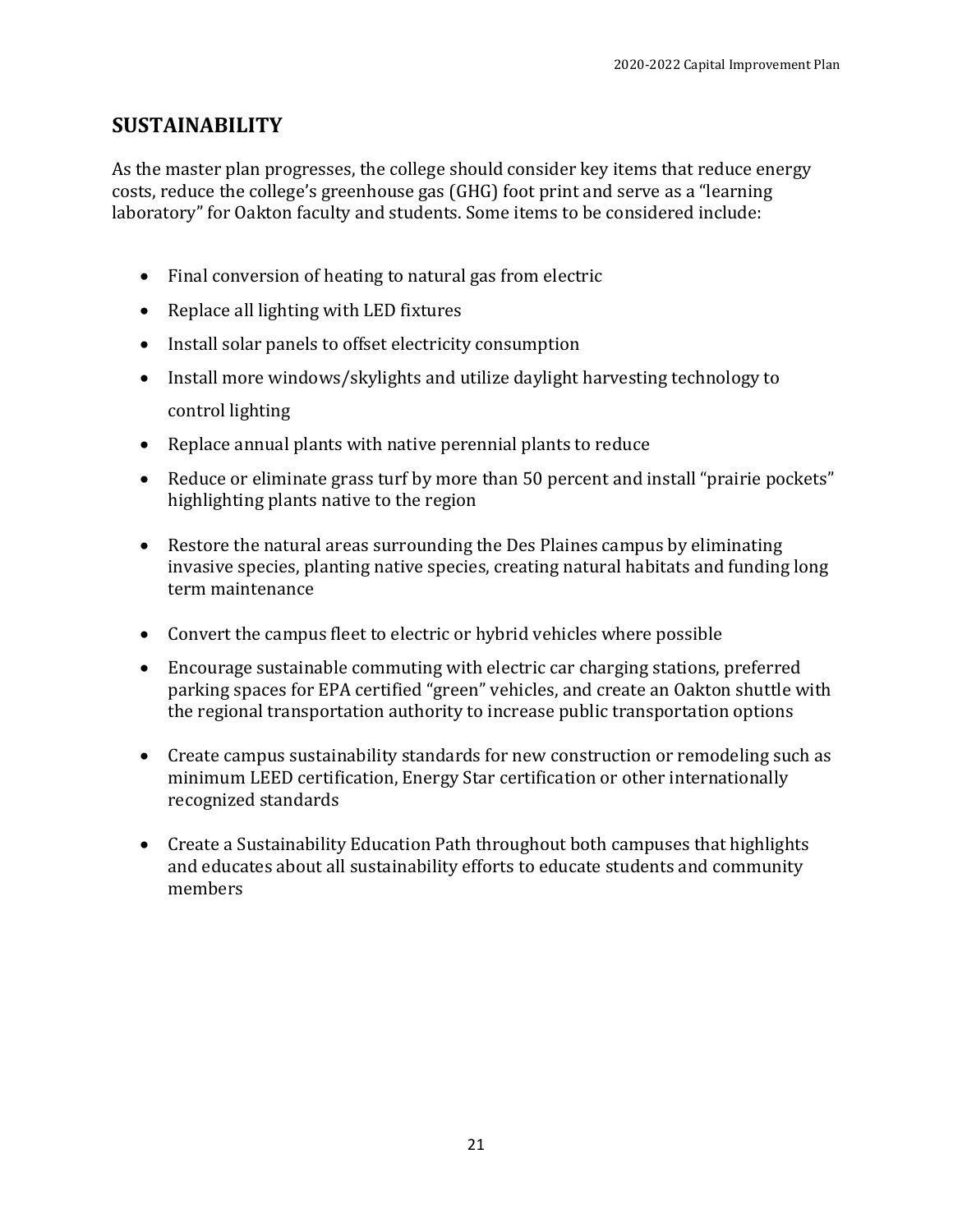## SUSTAINABILITY

As the master plan progresses, the college should consider key items that reduce energy costs, reduce the college's greenhouse gas (GHG) foot print and serve as a "learning laboratory" for Oakton faculty and students. Some items to be considered include:

- Final conversion of heating to natural gas from electric
- Replace all lighting with LED fixtures
- Install solar panels to offset electricity consumption
- Install more windows/skylights and utilize daylight harvesting technology to control lighting
- Replace annual plants with native perennial plants to reduce
- Reduce or eliminate grass turf by more than 50 percent and install "prairie pockets" highlighting plants native to the region
- Restore the natural areas surrounding the Des Plaines campus by eliminating invasive species, planting native species, creating natural habitats and funding long term maintenance
- Convert the campus fleet to electric or hybrid vehicles where possible
- Encourage sustainable commuting with electric car charging stations, preferred parking spaces for EPA certified "green" vehicles, and create an Oakton shuttle with the regional transportation authority to increase public transportation options
- Create campus sustainability standards for new construction or remodeling such as minimum LEED certification, Energy Star certification or other internationally recognized standards
- Create a Sustainability Education Path throughout both campuses that highlights and educates about all sustainability efforts to educate students and community members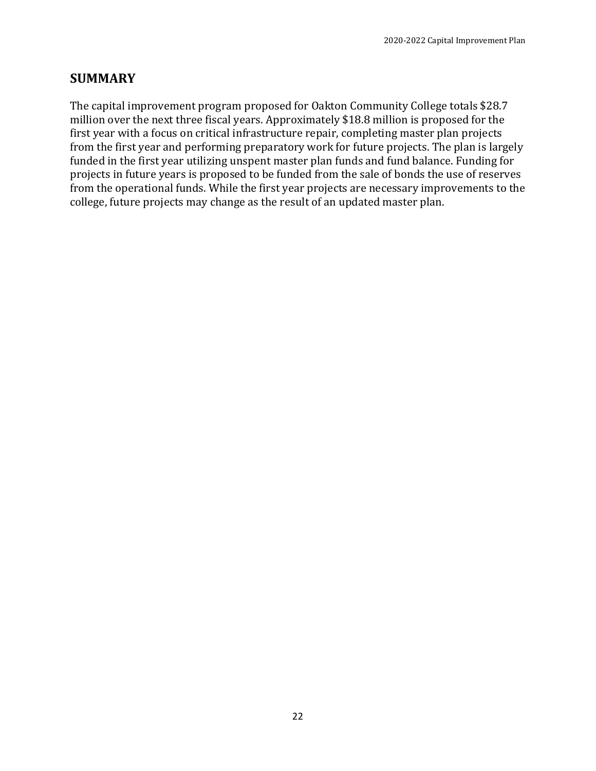## SUMMARY

The capital improvement program proposed for Oakton Community College totals $28.7 million over the next three fiscal years. Approximately $18.8 million is proposed for the first year with a focus on critical infrastructure repair, completing master plan projects from the first year and performing preparatory work for future projects. The plan is largely funded in the first year utilizing unspent master plan funds and fund balance. Funding for projects in future years is proposed to be funded from the sale of bonds the use of reserves from the operational funds. While the first year projects are necessary improvements to the college, future projects may change as the result of an updated master plan.